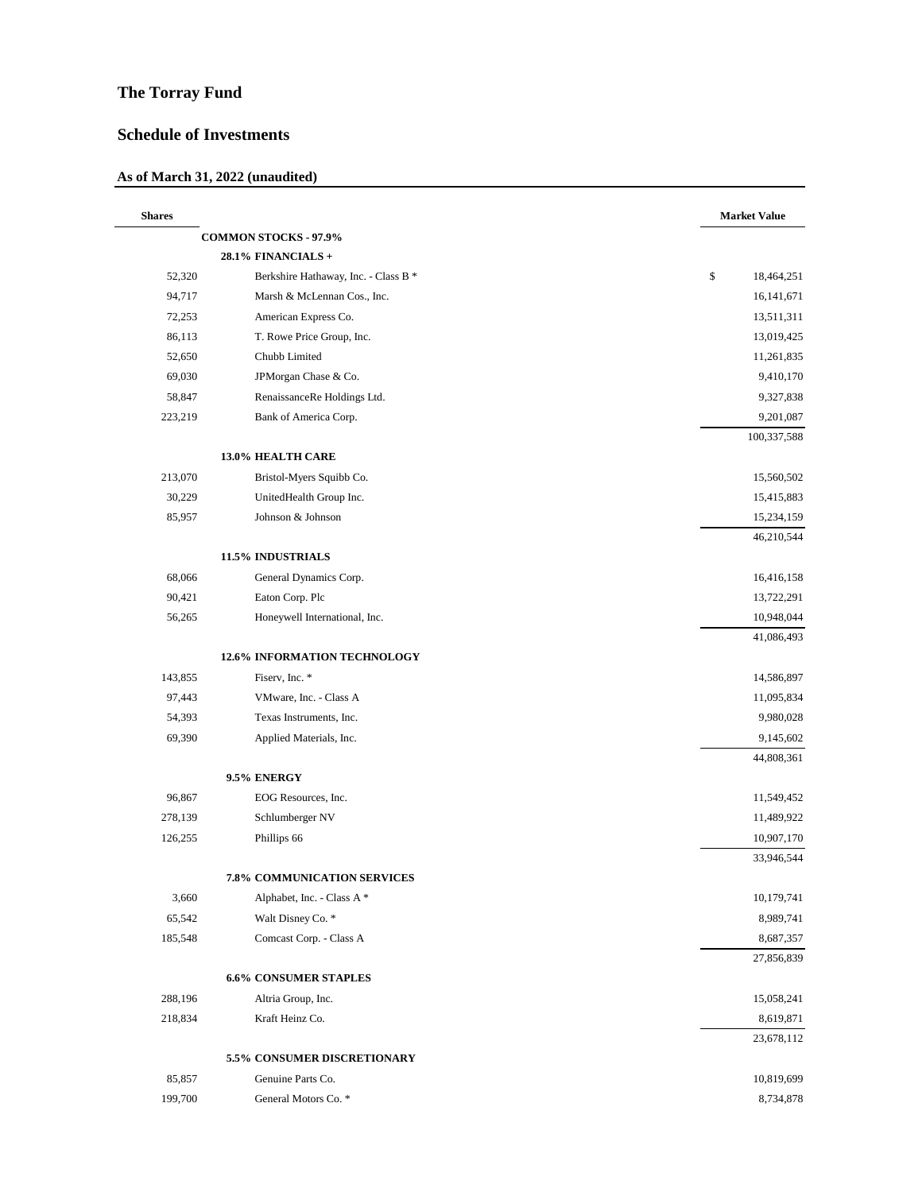# The Torray Fund

## Schedule of Investments

### As of March 31, 2022 (unaudited)

| Shares | | Market Value |
|---|---|---|
| | **COMMON STOCKS - 97.9%** | |
| | **28.1% FINANCIALS +** | |
| 52,320 | Berkshire Hathaway, Inc. - Class B * | $ 18,464,251 |
| 94,717 | Marsh & McLennan Cos., Inc. | 16,141,671 |
| 72,253 | American Express Co. | 13,511,311 |
| 86,113 | T. Rowe Price Group, Inc. | 13,019,425 |
| 52,650 | Chubb Limited | 11,261,835 |
| 69,030 | JPMorgan Chase & Co. | 9,410,170 |
| 58,847 | RenaissanceRe Holdings Ltd. | 9,327,838 |
| 223,219 | Bank of America Corp. | 9,201,087 |
| | | 100,337,588 |
| | **13.0% HEALTH CARE** | |
| 213,070 | Bristol-Myers Squibb Co. | 15,560,502 |
| 30,229 | UnitedHealth Group Inc. | 15,415,883 |
| 85,957 | Johnson & Johnson | 15,234,159 |
| | | 46,210,544 |
| | **11.5% INDUSTRIALS** | |
| 68,066 | General Dynamics Corp. | 16,416,158 |
| 90,421 | Eaton Corp. Plc | 13,722,291 |
| 56,265 | Honeywell International, Inc. | 10,948,044 |
| | | 41,086,493 |
| | **12.6% INFORMATION TECHNOLOGY** | |
| 143,855 | Fiserv, Inc. * | 14,586,897 |
| 97,443 | VMware, Inc. - Class A | 11,095,834 |
| 54,393 | Texas Instruments, Inc. | 9,980,028 |
| 69,390 | Applied Materials, Inc. | 9,145,602 |
| | | 44,808,361 |
| | **9.5% ENERGY** | |
| 96,867 | EOG Resources, Inc. | 11,549,452 |
| 278,139 | Schlumberger NV | 11,489,922 |
| 126,255 | Phillips 66 | 10,907,170 |
| | | 33,946,544 |
| | **7.8% COMMUNICATION SERVICES** | |
| 3,660 | Alphabet, Inc. - Class A * | 10,179,741 |
| 65,542 | Walt Disney Co. * | 8,989,741 |
| 185,548 | Comcast Corp. - Class A | 8,687,357 |
| | | 27,856,839 |
| | **6.6% CONSUMER STAPLES** | |
| 288,196 | Altria Group, Inc. | 15,058,241 |
| 218,834 | Kraft Heinz Co. | 8,619,871 |
| | | 23,678,112 |
| | **5.5% CONSUMER DISCRETIONARY** | |
| 85,857 | Genuine Parts Co. | 10,819,699 |
| 199,700 | General Motors Co. * | 8,734,878 |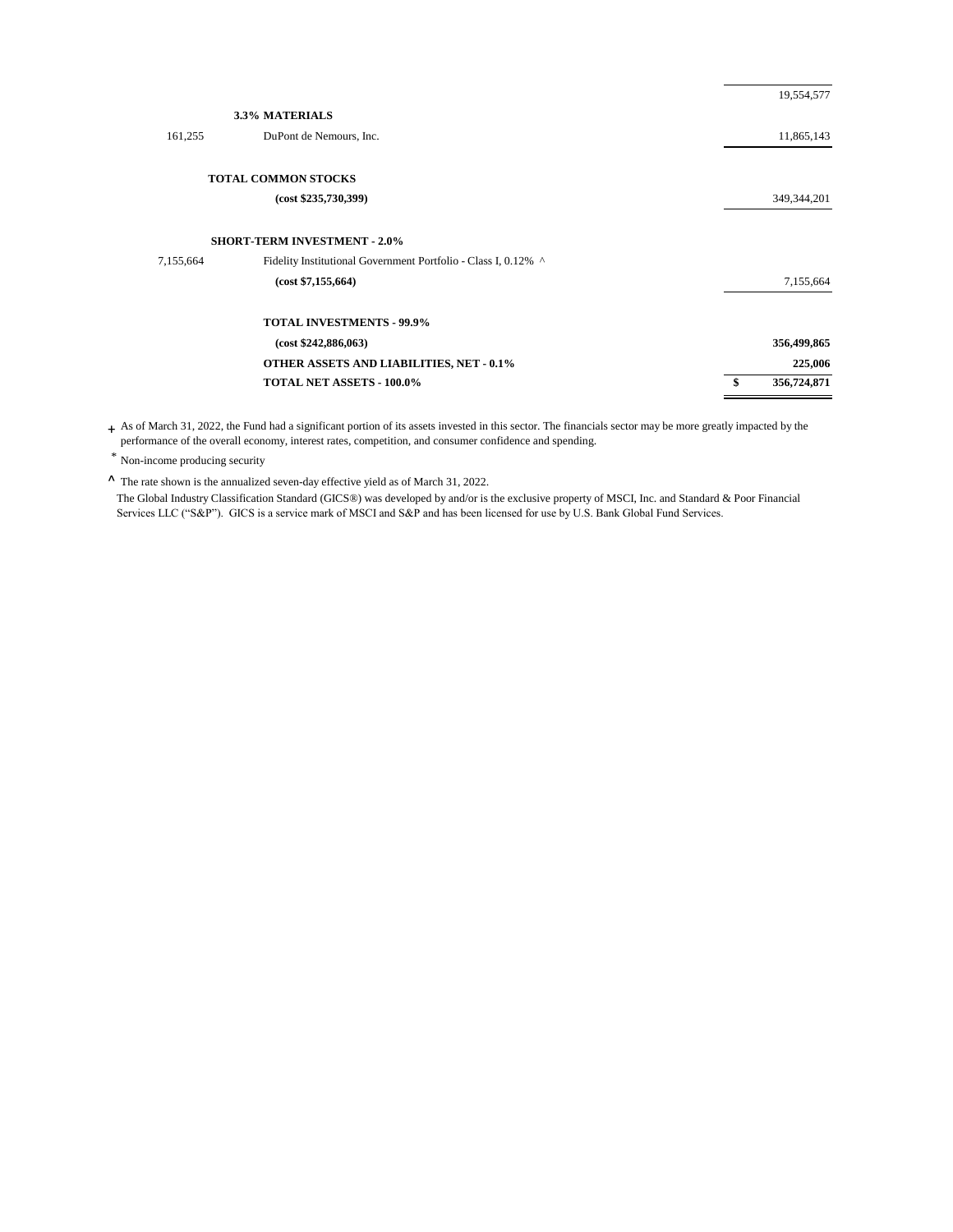| Shares | Security | Value |
|---|---|---|
| | | 19,554,577 |
| | **3.3% MATERIALS** | |
| 161,255 | DuPont de Nemours, Inc. | 11,865,143 |
| | **TOTAL COMMON STOCKS** | |
| | **(cost $235,730,399)** | 349,344,201 |
| | **SHORT-TERM INVESTMENT - 2.0%** | |
| 7,155,664 | Fidelity Institutional Government Portfolio - Class I, 0.12% ^ | |
| | **(cost $7,155,664)** | 7,155,664 |
| | **TOTAL INVESTMENTS - 99.9%** | |
| | **(cost $242,886,063)** | **356,499,865** |
| | **OTHER ASSETS AND LIABILITIES, NET - 0.1%** | **225,006** |
| | **TOTAL NET ASSETS - 100.0%** | **$ 356,724,871** |

+ As of March 31, 2022, the Fund had a significant portion of its assets invested in this sector. The financials sector may be more greatly impacted by the performance of the overall economy, interest rates, competition, and consumer confidence and spending.

* Non-income producing security

^ The rate shown is the annualized seven-day effective yield as of March 31, 2022.

The Global Industry Classification Standard (GICS®) was developed by and/or is the exclusive property of MSCI, Inc. and Standard & Poor Financial Services LLC ("S&P"). GICS is a service mark of MSCI and S&P and has been licensed for use by U.S. Bank Global Fund Services.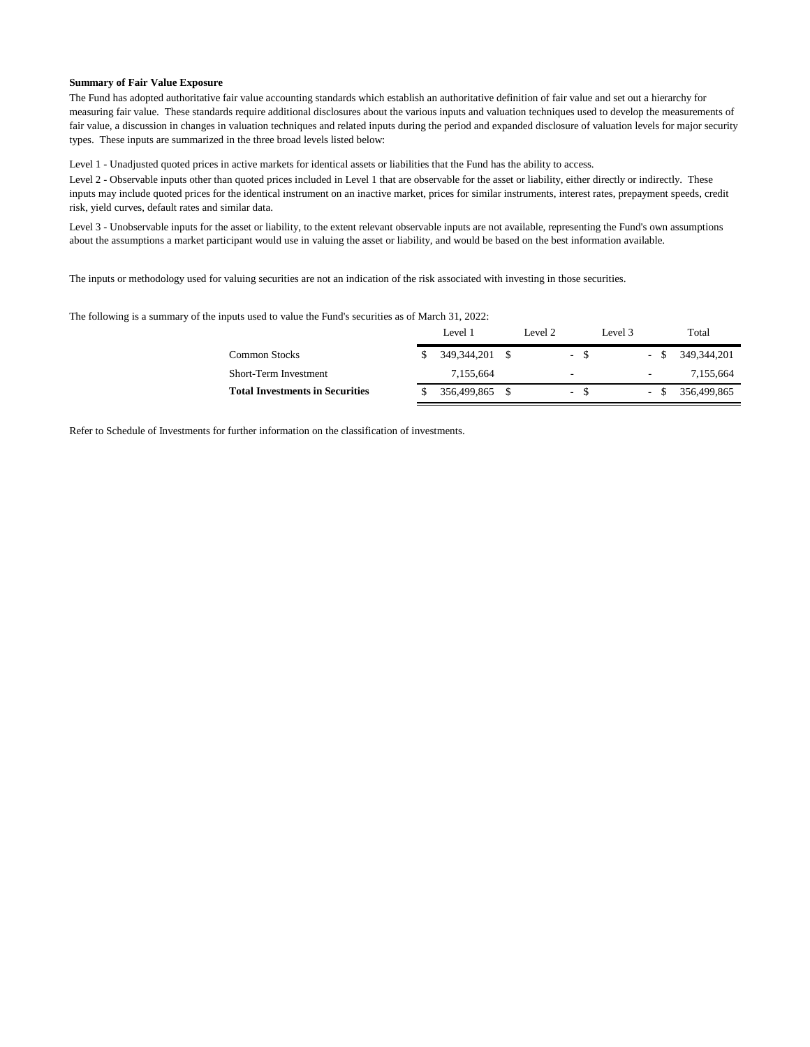**Summary of Fair Value Exposure**

The Fund has adopted authoritative fair value accounting standards which establish an authoritative definition of fair value and set out a hierarchy for measuring fair value. These standards require additional disclosures about the various inputs and valuation techniques used to develop the measurements of fair value, a discussion in changes in valuation techniques and related inputs during the period and expanded disclosure of valuation levels for major security types. These inputs are summarized in the three broad levels listed below:

Level 1 - Unadjusted quoted prices in active markets for identical assets or liabilities that the Fund has the ability to access.

Level 2 - Observable inputs other than quoted prices included in Level 1 that are observable for the asset or liability, either directly or indirectly. These inputs may include quoted prices for the identical instrument on an inactive market, prices for similar instruments, interest rates, prepayment speeds, credit risk, yield curves, default rates and similar data.

Level 3 - Unobservable inputs for the asset or liability, to the extent relevant observable inputs are not available, representing the Fund's own assumptions about the assumptions a market participant would use in valuing the asset or liability, and would be based on the best information available.

The inputs or methodology used for valuing securities are not an indication of the risk associated with investing in those securities.

The following is a summary of the inputs used to value the Fund's securities as of March 31, 2022:

| | Level 1 | Level 2 | Level 3 | Total |
|---|---|---|---|---|
| Common Stocks | $ 349,344,201 | $ - | $ - | $ 349,344,201 |
| Short-Term Investment | 7,155,664 | - | - | 7,155,664 |
| **Total Investments in Securities** | $ 356,499,865 | $ - | $ - | $ 356,499,865 |

Refer to Schedule of Investments for further information on the classification of investments.